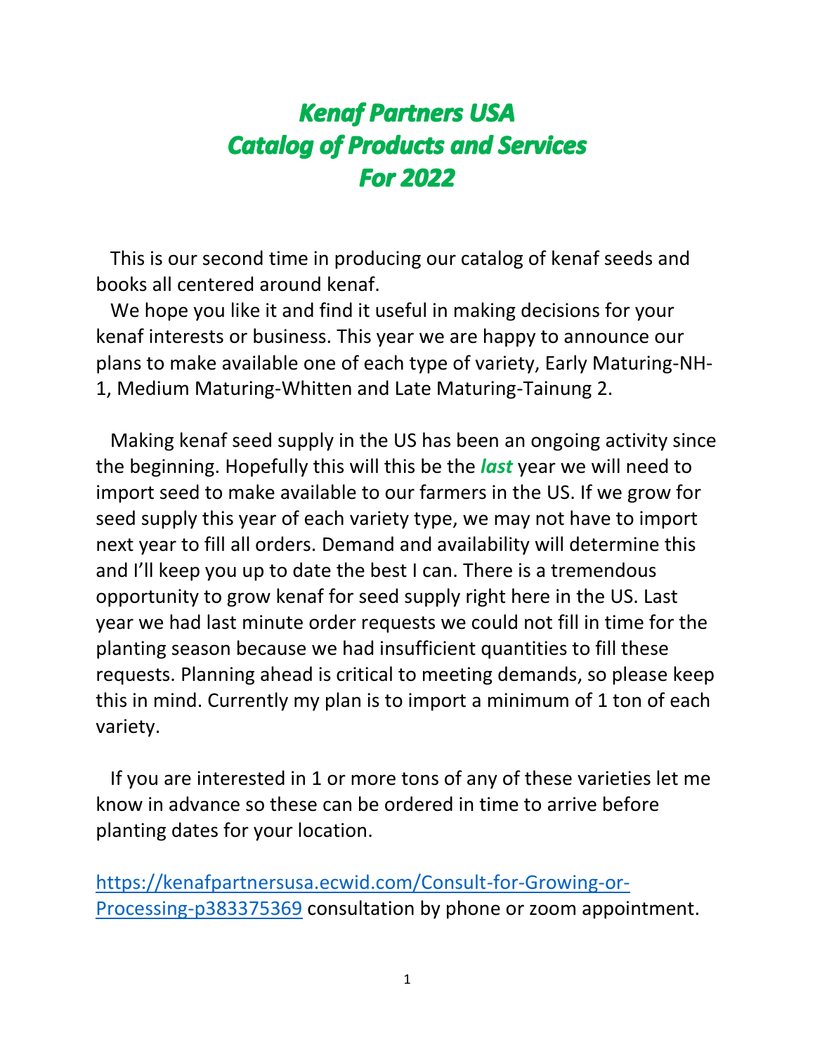# *Kenaf Partners USA*
# *Catalog of Products and Services*
# *For 2022*

This is our second time in producing our catalog of kenaf seeds and books all centered around kenaf.

We hope you like it and find it useful in making decisions for your kenaf interests or business. This year we are happy to announce our plans to make available one of each type of variety, Early Maturing-NH-1, Medium Maturing-Whitten and Late Maturing-Tainung 2.

Making kenaf seed supply in the US has been an ongoing activity since the beginning. Hopefully this will this be the ***last*** year we will need to import seed to make available to our farmers in the US. If we grow for seed supply this year of each variety type, we may not have to import next year to fill all orders. Demand and availability will determine this and I'll keep you up to date the best I can. There is a tremendous opportunity to grow kenaf for seed supply right here in the US. Last year we had last minute order requests we could not fill in time for the planting season because we had insufficient quantities to fill these requests. Planning ahead is critical to meeting demands, so please keep this in mind. Currently my plan is to import a minimum of 1 ton of each variety.

If you are interested in 1 or more tons of any of these varieties let me know in advance so these can be ordered in time to arrive before planting dates for your location.

[https://kenafpartnersusa.ecwid.com/Consult-for-Growing-or-Processing-p383375369](https://kenafpartnersusa.ecwid.com/Consult-for-Growing-or-Processing-p383375369) consultation by phone or zoom appointment.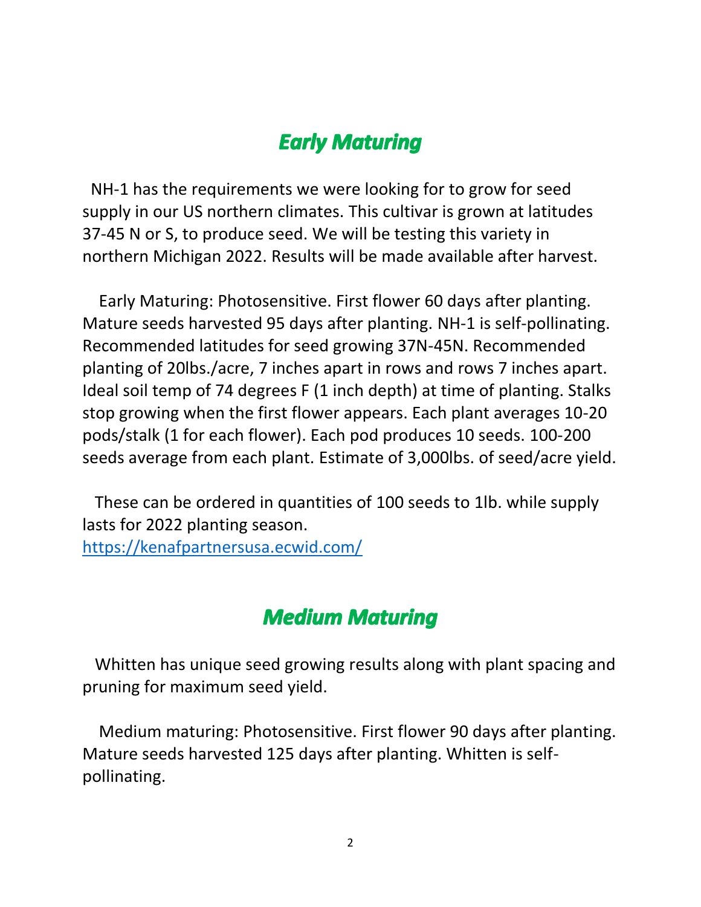## ***Early Maturing***

NH-1 has the requirements we were looking for to grow for seed supply in our US northern climates. This cultivar is grown at latitudes 37-45 N or S, to produce seed. We will be testing this variety in northern Michigan 2022. Results will be made available after harvest.

Early Maturing: Photosensitive. First flower 60 days after planting. Mature seeds harvested 95 days after planting. NH-1 is self-pollinating. Recommended latitudes for seed growing 37N-45N. Recommended planting of 20lbs./acre, 7 inches apart in rows and rows 7 inches apart. Ideal soil temp of 74 degrees F (1 inch depth) at time of planting. Stalks stop growing when the first flower appears. Each plant averages 10-20 pods/stalk (1 for each flower). Each pod produces 10 seeds. 100-200 seeds average from each plant. Estimate of 3,000lbs. of seed/acre yield.

These can be ordered in quantities of 100 seeds to 1lb. while supply lasts for 2022 planting season.
[https://kenafpartnersusa.ecwid.com/](https://kenafpartnersusa.ecwid.com/)

## ***Medium Maturing***

Whitten has unique seed growing results along with plant spacing and pruning for maximum seed yield.

Medium maturing: Photosensitive. First flower 90 days after planting. Mature seeds harvested 125 days after planting. Whitten is self-pollinating.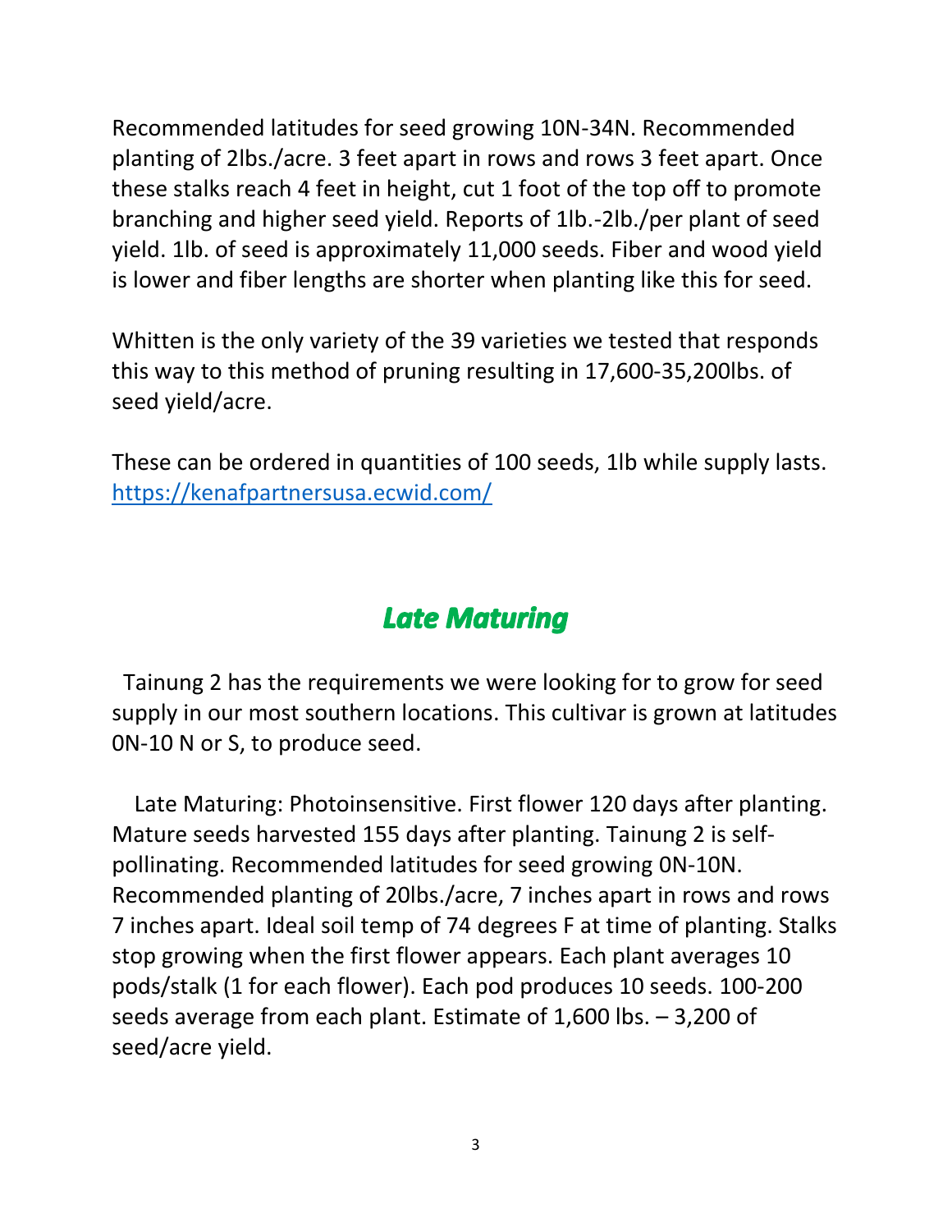Recommended latitudes for seed growing 10N-34N. Recommended planting of 2lbs./acre. 3 feet apart in rows and rows 3 feet apart. Once these stalks reach 4 feet in height, cut 1 foot of the top off to promote branching and higher seed yield. Reports of 1lb.-2lb./per plant of seed yield. 1lb. of seed is approximately 11,000 seeds. Fiber and wood yield is lower and fiber lengths are shorter when planting like this for seed.

Whitten is the only variety of the 39 varieties we tested that responds this way to this method of pruning resulting in 17,600-35,200lbs. of seed yield/acre.

These can be ordered in quantities of 100 seeds, 1lb while supply lasts. [https://kenafpartnersusa.ecwid.com/](https://kenafpartnersusa.ecwid.com/)

## ***Late Maturing***

Tainung 2 has the requirements we were looking for to grow for seed supply in our most southern locations. This cultivar is grown at latitudes 0N-10 N or S, to produce seed.

Late Maturing: Photoinsensitive. First flower 120 days after planting. Mature seeds harvested 155 days after planting. Tainung 2 is self-pollinating. Recommended latitudes for seed growing 0N-10N. Recommended planting of 20lbs./acre, 7 inches apart in rows and rows 7 inches apart. Ideal soil temp of 74 degrees F at time of planting. Stalks stop growing when the first flower appears. Each plant averages 10 pods/stalk (1 for each flower). Each pod produces 10 seeds. 100-200 seeds average from each plant. Estimate of 1,600 lbs. – 3,200 of seed/acre yield.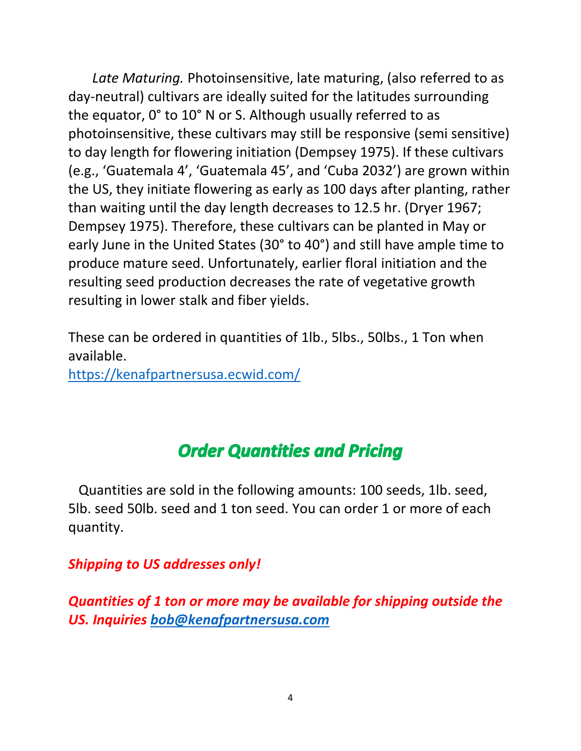*Late Maturing.* Photoinsensitive, late maturing, (also referred to as day-neutral) cultivars are ideally suited for the latitudes surrounding the equator, 0° to 10° N or S. Although usually referred to as photoinsensitive, these cultivars may still be responsive (semi sensitive) to day length for flowering initiation (Dempsey 1975). If these cultivars (e.g., 'Guatemala 4', 'Guatemala 45', and 'Cuba 2032') are grown within the US, they initiate flowering as early as 100 days after planting, rather than waiting until the day length decreases to 12.5 hr. (Dryer 1967; Dempsey 1975). Therefore, these cultivars can be planted in May or early June in the United States (30° to 40°) and still have ample time to produce mature seed. Unfortunately, earlier floral initiation and the resulting seed production decreases the rate of vegetative growth resulting in lower stalk and fiber yields.

These can be ordered in quantities of 1lb., 5lbs., 50lbs., 1 Ton when available.
[https://kenafpartnersusa.ecwid.com/](https://kenafpartnersusa.ecwid.com/)

## *Order Quantities and Pricing*

Quantities are sold in the following amounts: 100 seeds, 1lb. seed, 5lb. seed 50lb. seed and 1 ton seed. You can order 1 or more of each quantity.

***Shipping to US addresses only!***

***Quantities of 1 ton or more may be available for shipping outside the US. Inquiries [bob@kenafpartnersusa.com](mailto:bob@kenafpartnersusa.com)***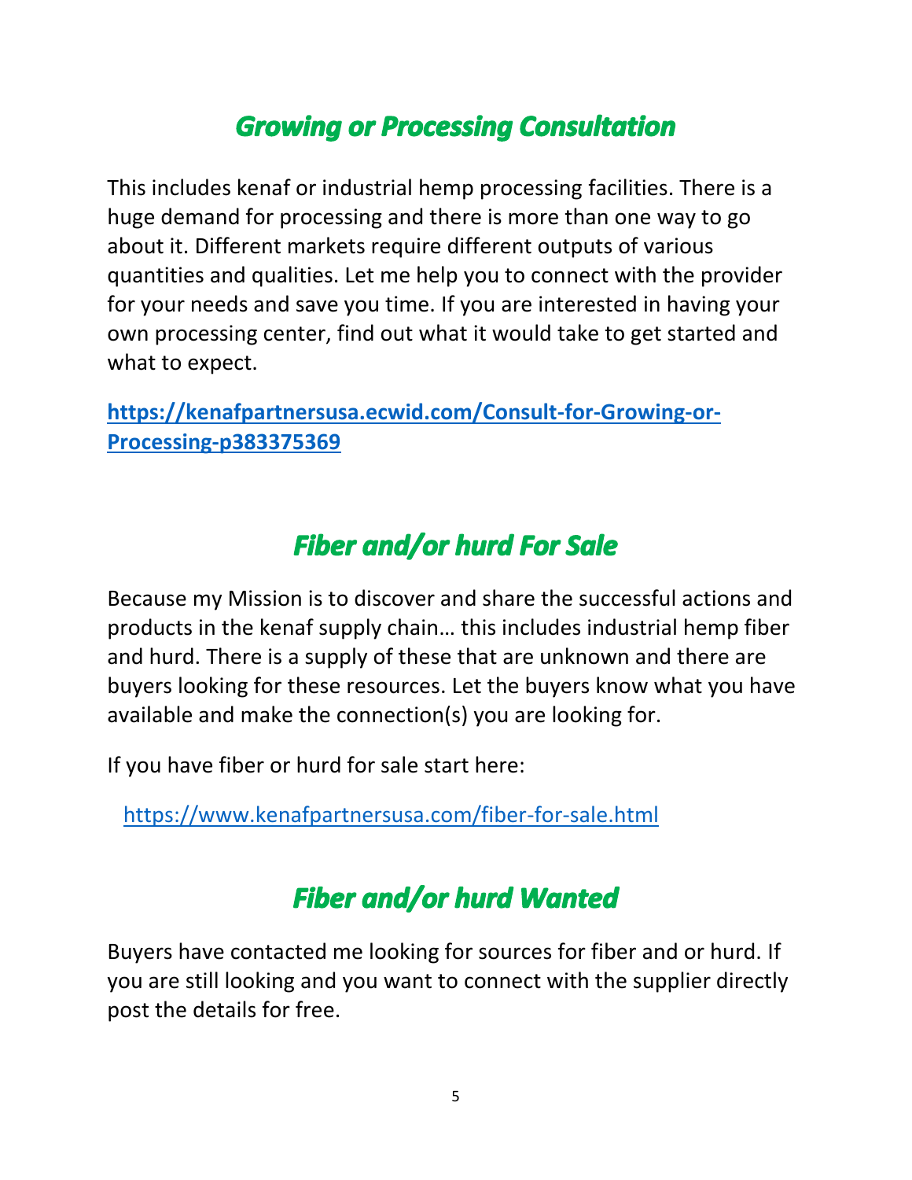## *Growing or Processing Consultation*

This includes kenaf or industrial hemp processing facilities. There is a huge demand for processing and there is more than one way to go about it. Different markets require different outputs of various quantities and qualities. Let me help you to connect with the provider for your needs and save you time. If you are interested in having your own processing center, find out what it would take to get started and what to expect.

**https://kenafpartnersusa.ecwid.com/Consult-for-Growing-or-Processing-p383375369**

## *Fiber and/or hurd For Sale*

Because my Mission is to discover and share the successful actions and products in the kenaf supply chain… this includes industrial hemp fiber and hurd. There is a supply of these that are unknown and there are buyers looking for these resources. Let the buyers know what you have available and make the connection(s) you are looking for.

If you have fiber or hurd for sale start here:

https://www.kenafpartnersusa.com/fiber-for-sale.html

## *Fiber and/or hurd Wanted*

Buyers have contacted me looking for sources for fiber and or hurd. If you are still looking and you want to connect with the supplier directly post the details for free.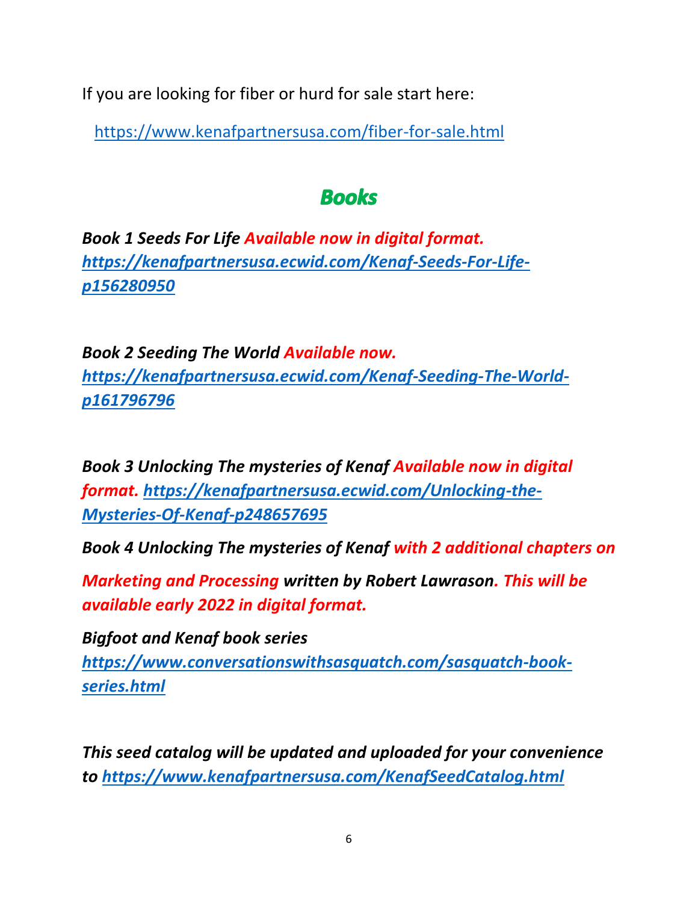If you are looking for fiber or hurd for sale start here:

https://www.kenafpartnersusa.com/fiber-for-sale.html

## ***Books***

***Book 1 Seeds For Life Available now in digital format. https://kenafpartnersusa.ecwid.com/Kenaf-Seeds-For-Life-p156280950***

***Book 2 Seeding The World Available now. https://kenafpartnersusa.ecwid.com/Kenaf-Seeding-The-World-p161796796***

***Book 3 Unlocking The mysteries of Kenaf Available now in digital format. https://kenafpartnersusa.ecwid.com/Unlocking-the-Mysteries-Of-Kenaf-p248657695***

***Book 4 Unlocking The mysteries of Kenaf with 2 additional chapters on Marketing and Processing written by Robert Lawrason. This will be available early 2022 in digital format.***

***Bigfoot and Kenaf book series https://www.conversationswithsasquatch.com/sasquatch-book-series.html***

***This seed catalog will be updated and uploaded for your convenience to https://www.kenafpartnersusa.com/KenafSeedCatalog.html***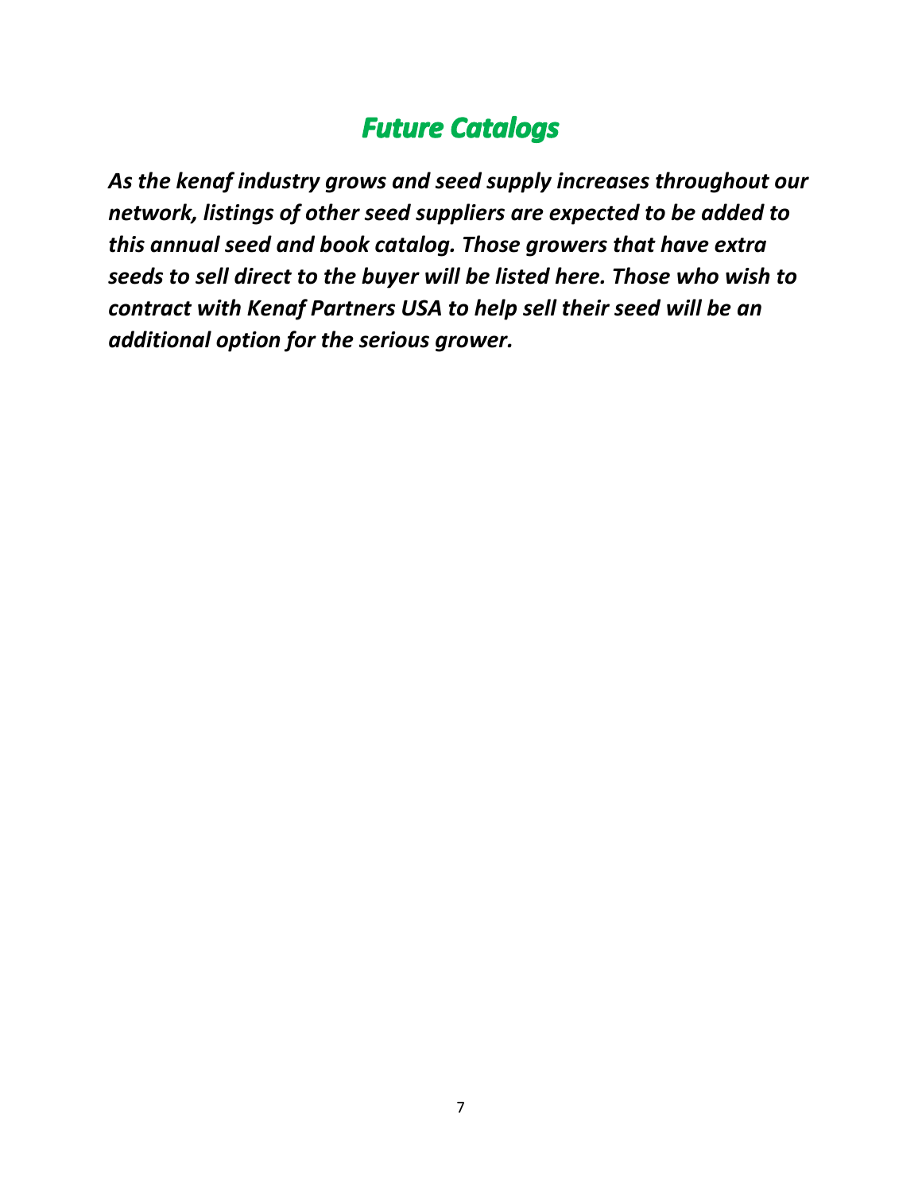# ***Future Catalogs***

***As the kenaf industry grows and seed supply increases throughout our network, listings of other seed suppliers are expected to be added to this annual seed and book catalog. Those growers that have extra seeds to sell direct to the buyer will be listed here. Those who wish to contract with Kenaf Partners USA to help sell their seed will be an additional option for the serious grower.***